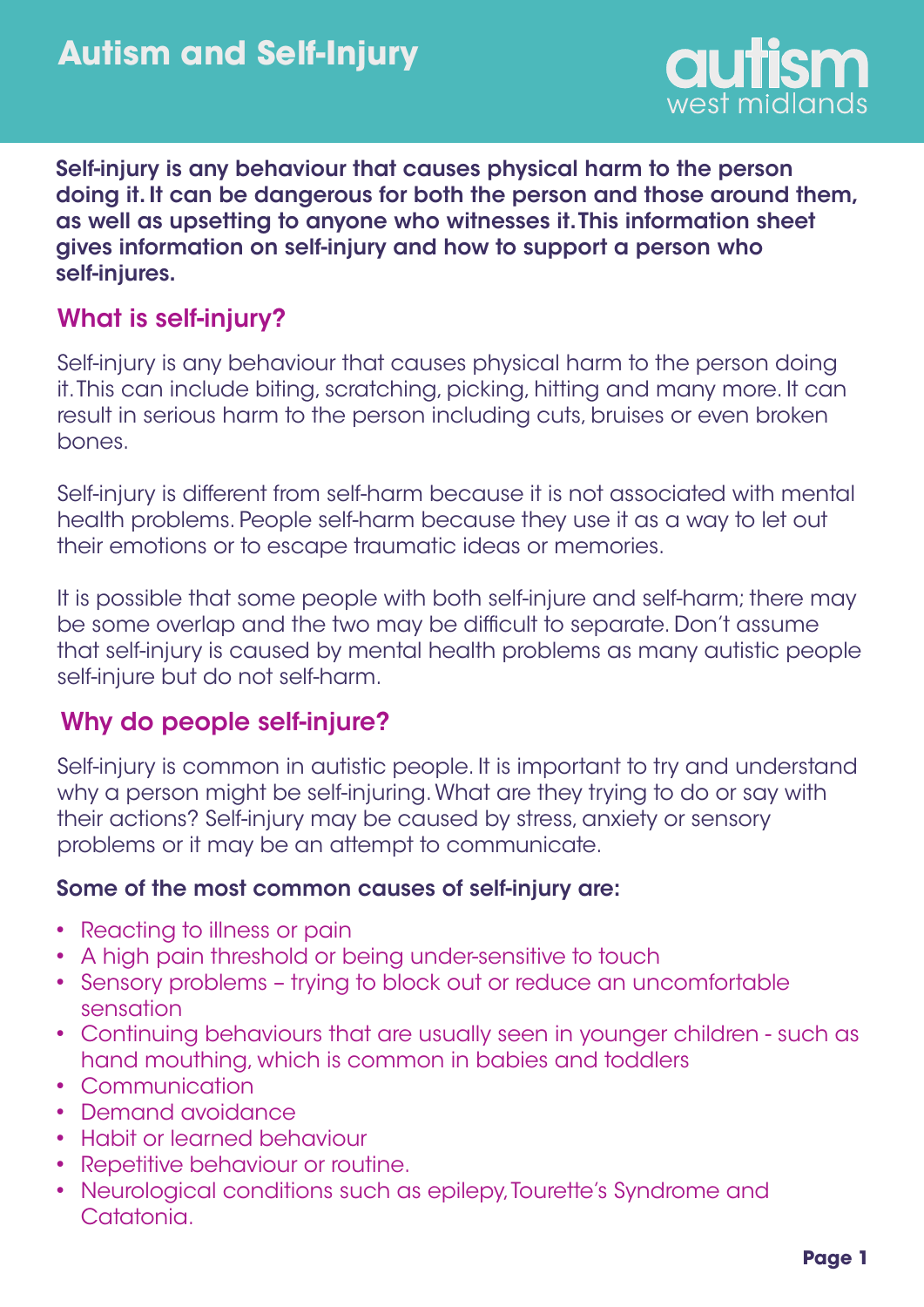# Autism and Self-Injury

autism west midlands

**Self-injury is any behaviour that causes physical harm to the person doing it. It can be dangerous for both the person and those around them, as well as upsetting to anyone who witnesses it. This information sheet gives information on self-injury and how to support a person who self-injures.**

## What is self-injury?

Self-injury is any behaviour that causes physical harm to the person doing it. This can include biting, scratching, picking, hitting and many more. It can result in serious harm to the person including cuts, bruises or even broken bones.

Self-injury is different from self-harm because it is not associated with mental health problems. People self-harm because they use it as a way to let out their emotions or to escape traumatic ideas or memories.

It is possible that some people with both self-injure and self-harm; there may be some overlap and the two may be difficult to separate. Don't assume that self-injury is caused by mental health problems as many autistic people self-injure but do not self-harm.

## Why do people self-injure?

Self-injury is common in autistic people. It is important to try and understand why a person might be self-injuring. What are they trying to do or say with their actions? Self-injury may be caused by stress, anxiety or sensory problems or it may be an attempt to communicate.

**Some of the most common causes of self-injury are:**

- Reacting to illness or pain
- A high pain threshold or being under-sensitive to touch
- Sensory problems – trying to block out or reduce an uncomfortable sensation
- Continuing behaviours that are usually seen in younger children - such as hand mouthing, which is common in babies and toddlers
- Communication
- Demand avoidance
- Habit or learned behaviour
- Repetitive behaviour or routine.
- Neurological conditions such as epilepsy, Tourette's Syndrome and Catatonia.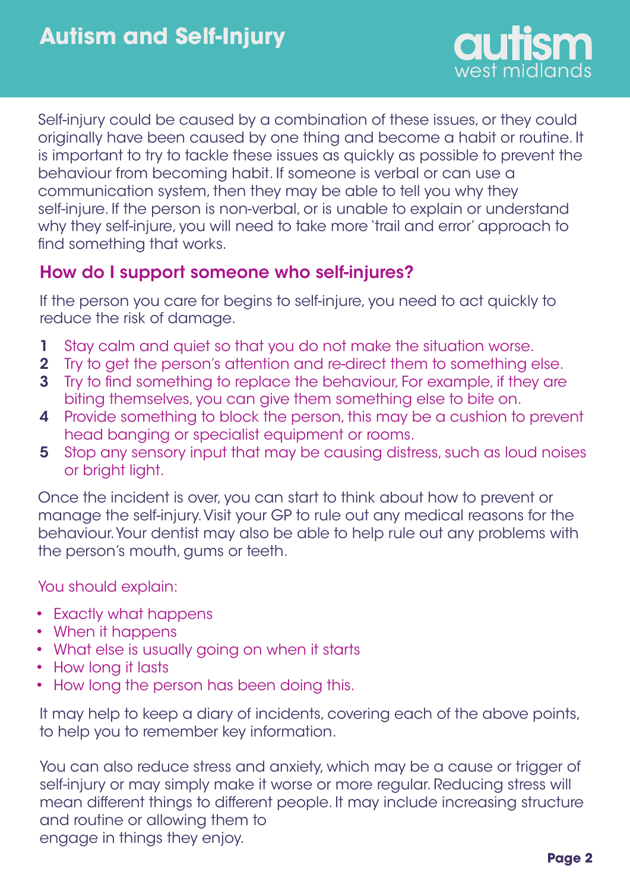Self-injury could be caused by a combination of these issues, or they could originally have been caused by one thing and become a habit or routine. It is important to try to tackle these issues as quickly as possible to prevent the behaviour from becoming habit. If someone is verbal or can use a communication system, then they may be able to tell you why they self-injure. If the person is non-verbal, or is unable to explain or understand why they self-injure, you will need to take more 'trail and error' approach to find something that works.

## How do I support someone who self-injures?

If the person you care for begins to self-injure, you need to act quickly to reduce the risk of damage.

1. Stay calm and quiet so that you do not make the situation worse.
2. Try to get the person's attention and re-direct them to something else.
3. Try to find something to replace the behaviour, For example, if they are biting themselves, you can give them something else to bite on.
4. Provide something to block the person, this may be a cushion to prevent head banging or specialist equipment or rooms.
5. Stop any sensory input that may be causing distress, such as loud noises or bright light.

Once the incident is over, you can start to think about how to prevent or manage the self-injury. Visit your GP to rule out any medical reasons for the behaviour. Your dentist may also be able to help rule out any problems with the person's mouth, gums or teeth.

You should explain:

- Exactly what happens
- When it happens
- What else is usually going on when it starts
- How long it lasts
- How long the person has been doing this.

It may help to keep a diary of incidents, covering each of the above points, to help you to remember key information.

You can also reduce stress and anxiety, which may be a cause or trigger of self-injury or may simply make it worse or more regular. Reducing stress will mean different things to different people. It may include increasing structure and routine or allowing them to engage in things they enjoy.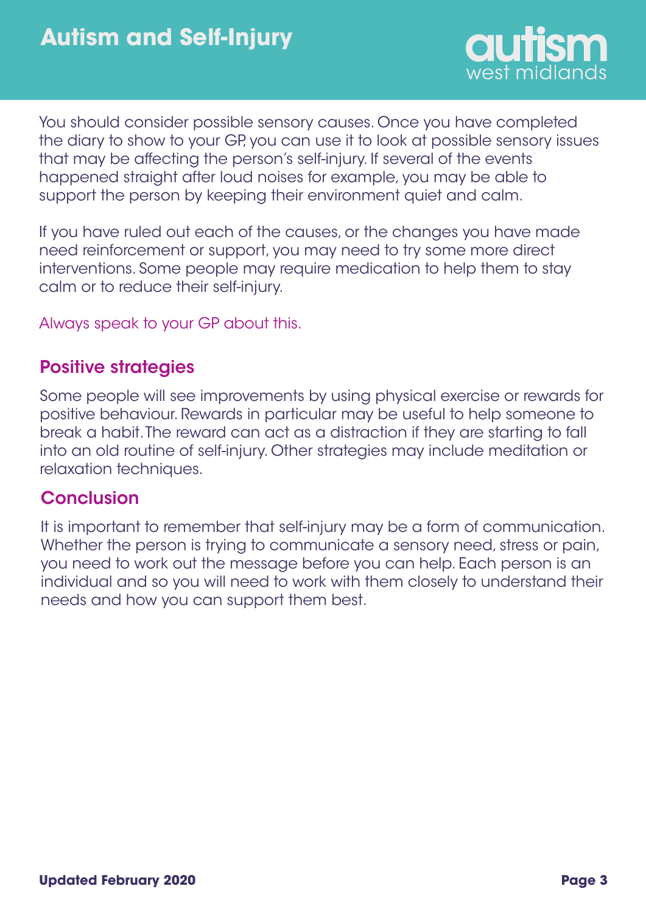You should consider possible sensory causes. Once you have completed the diary to show to your GP, you can use it to look at possible sensory issues that may be affecting the person's self-injury. If several of the events happened straight after loud noises for example, you may be able to support the person by keeping their environment quiet and calm.

If you have ruled out each of the causes, or the changes you have made need reinforcement or support, you may need to try some more direct interventions. Some people may require medication to help them to stay calm or to reduce their self-injury.

Always speak to your GP about this.

## Positive strategies

Some people will see improvements by using physical exercise or rewards for positive behaviour. Rewards in particular may be useful to help someone to break a habit. The reward can act as a distraction if they are starting to fall into an old routine of self-injury. Other strategies may include meditation or relaxation techniques.

## Conclusion

It is important to remember that self-injury may be a form of communication. Whether the person is trying to communicate a sensory need, stress or pain, you need to work out the message before you can help. Each person is an individual and so you will need to work with them closely to understand their needs and how you can support them best.

**Updated February 2020**